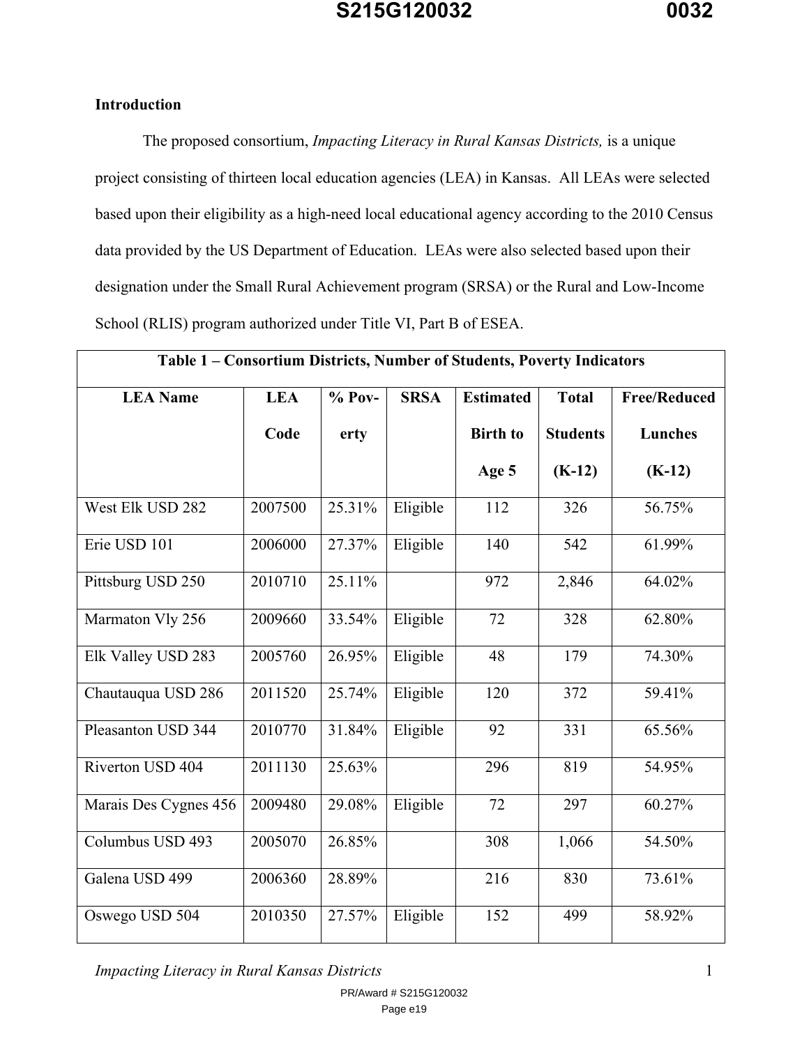## Introduction

The proposed consortium, *Impacting Literacy in Rural Kansas Districts,* is a unique project consisting of thirteen local education agencies (LEA) in Kansas. All LEAs were selected based upon their eligibility as a high-need local educational agency according to the 2010 Census data provided by the US Department of Education. LEAs were also selected based upon their designation under the Small Rural Achievement program (SRSA) or the Rural and Low-Income School (RLIS) program authorized under Title VI, Part B of ESEA.

**Table 1 – Consortium Districts, Number of Students, Poverty Indicators**

| LEA Name | LEA Code | % Poverty | SRSA | Estimated Birth to Age 5 | Total Students (K-12) | Free/Reduced Lunches (K-12) |
|---|---|---|---|---|---|---|
| West Elk USD 282 | 2007500 | 25.31% | Eligible | 112 | 326 | 56.75% |
| Erie USD 101 | 2006000 | 27.37% | Eligible | 140 | 542 | 61.99% |
| Pittsburg USD 250 | 2010710 | 25.11% | | 972 | 2,846 | 64.02% |
| Marmaton Vly 256 | 2009660 | 33.54% | Eligible | 72 | 328 | 62.80% |
| Elk Valley USD 283 | 2005760 | 26.95% | Eligible | 48 | 179 | 74.30% |
| Chautauqua USD 286 | 2011520 | 25.74% | Eligible | 120 | 372 | 59.41% |
| Pleasanton USD 344 | 2010770 | 31.84% | Eligible | 92 | 331 | 65.56% |
| Riverton USD 404 | 2011130 | 25.63% | | 296 | 819 | 54.95% |
| Marais Des Cygnes 456 | 2009480 | 29.08% | Eligible | 72 | 297 | 60.27% |
| Columbus USD 493 | 2005070 | 26.85% | | 308 | 1,066 | 54.50% |
| Galena USD 499 | 2006360 | 28.89% | | 216 | 830 | 73.61% |
| Oswego USD 504 | 2010350 | 27.57% | Eligible | 152 | 499 | 58.92% |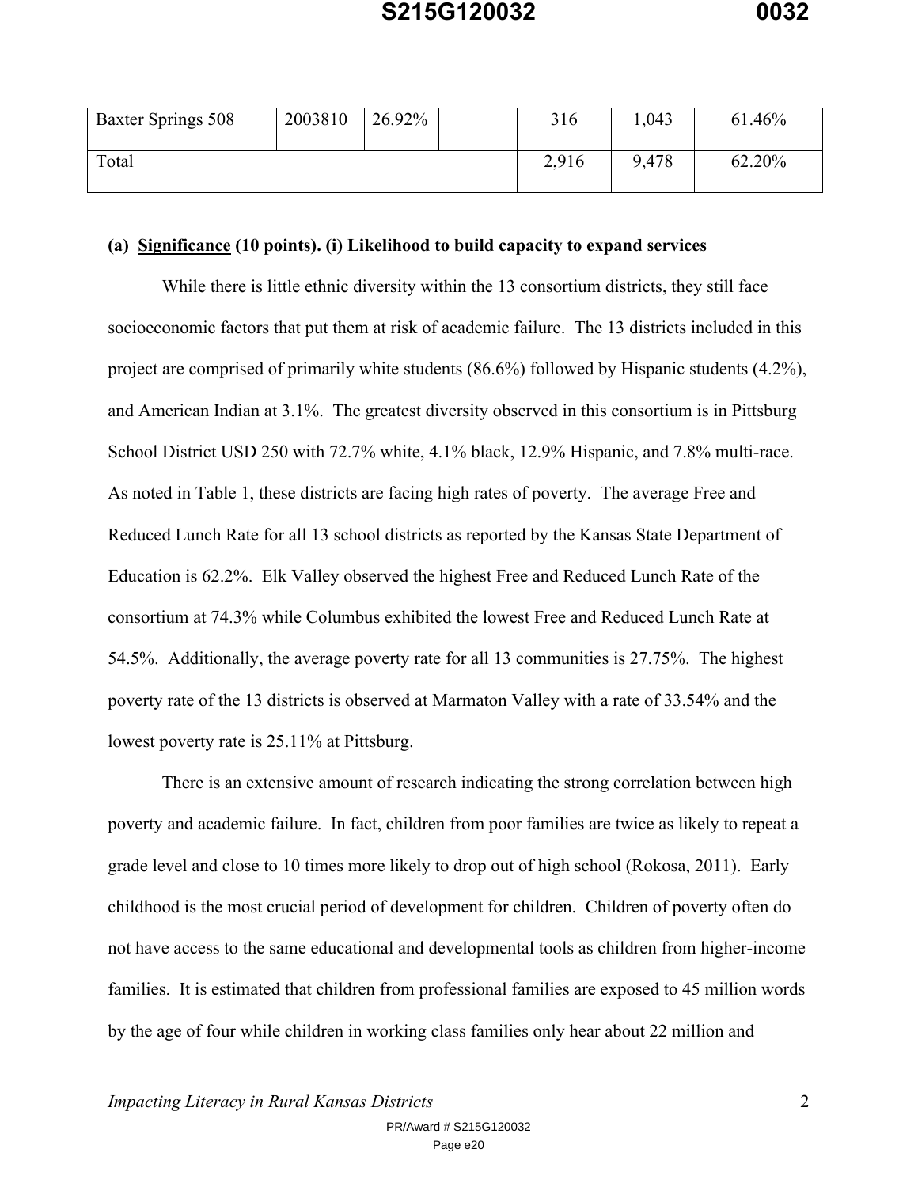| Baxter Springs 508 | 2003810 | 26.92% | | 316 | 1,043 | 61.46% |
|---|---|---|---|---|---|---|
| Total | | | | 2,916 | 9,478 | 62.20% |

**(a) <u>Significance</u> (10 points). (i) Likelihood to build capacity to expand services**

While there is little ethnic diversity within the 13 consortium districts, they still face socioeconomic factors that put them at risk of academic failure. The 13 districts included in this project are comprised of primarily white students (86.6%) followed by Hispanic students (4.2%), and American Indian at 3.1%. The greatest diversity observed in this consortium is in Pittsburg School District USD 250 with 72.7% white, 4.1% black, 12.9% Hispanic, and 7.8% multi-race. As noted in Table 1, these districts are facing high rates of poverty. The average Free and Reduced Lunch Rate for all 13 school districts as reported by the Kansas State Department of Education is 62.2%. Elk Valley observed the highest Free and Reduced Lunch Rate of the consortium at 74.3% while Columbus exhibited the lowest Free and Reduced Lunch Rate at 54.5%. Additionally, the average poverty rate for all 13 communities is 27.75%. The highest poverty rate of the 13 districts is observed at Marmaton Valley with a rate of 33.54% and the lowest poverty rate is 25.11% at Pittsburg.

There is an extensive amount of research indicating the strong correlation between high poverty and academic failure. In fact, children from poor families are twice as likely to repeat a grade level and close to 10 times more likely to drop out of high school (Rokosa, 2011). Early childhood is the most crucial period of development for children. Children of poverty often do not have access to the same educational and developmental tools as children from higher-income families. It is estimated that children from professional families are exposed to 45 million words by the age of four while children in working class families only hear about 22 million and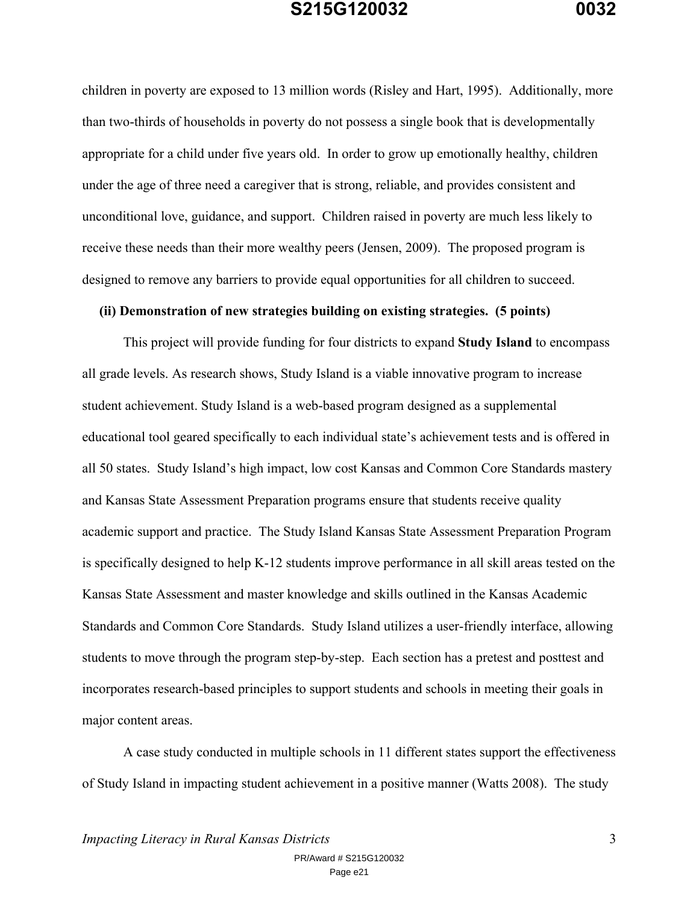children in poverty are exposed to 13 million words (Risley and Hart, 1995). Additionally, more than two-thirds of households in poverty do not possess a single book that is developmentally appropriate for a child under five years old. In order to grow up emotionally healthy, children under the age of three need a caregiver that is strong, reliable, and provides consistent and unconditional love, guidance, and support. Children raised in poverty are much less likely to receive these needs than their more wealthy peers (Jensen, 2009). The proposed program is designed to remove any barriers to provide equal opportunities for all children to succeed.

**(ii) Demonstration of new strategies building on existing strategies. (5 points)**

This project will provide funding for four districts to expand **Study Island** to encompass all grade levels. As research shows, Study Island is a viable innovative program to increase student achievement. Study Island is a web-based program designed as a supplemental educational tool geared specifically to each individual state's achievement tests and is offered in all 50 states. Study Island's high impact, low cost Kansas and Common Core Standards mastery and Kansas State Assessment Preparation programs ensure that students receive quality academic support and practice. The Study Island Kansas State Assessment Preparation Program is specifically designed to help K-12 students improve performance in all skill areas tested on the Kansas State Assessment and master knowledge and skills outlined in the Kansas Academic Standards and Common Core Standards. Study Island utilizes a user-friendly interface, allowing students to move through the program step-by-step. Each section has a pretest and posttest and incorporates research-based principles to support students and schools in meeting their goals in major content areas.

A case study conducted in multiple schools in 11 different states support the effectiveness of Study Island in impacting student achievement in a positive manner (Watts 2008). The study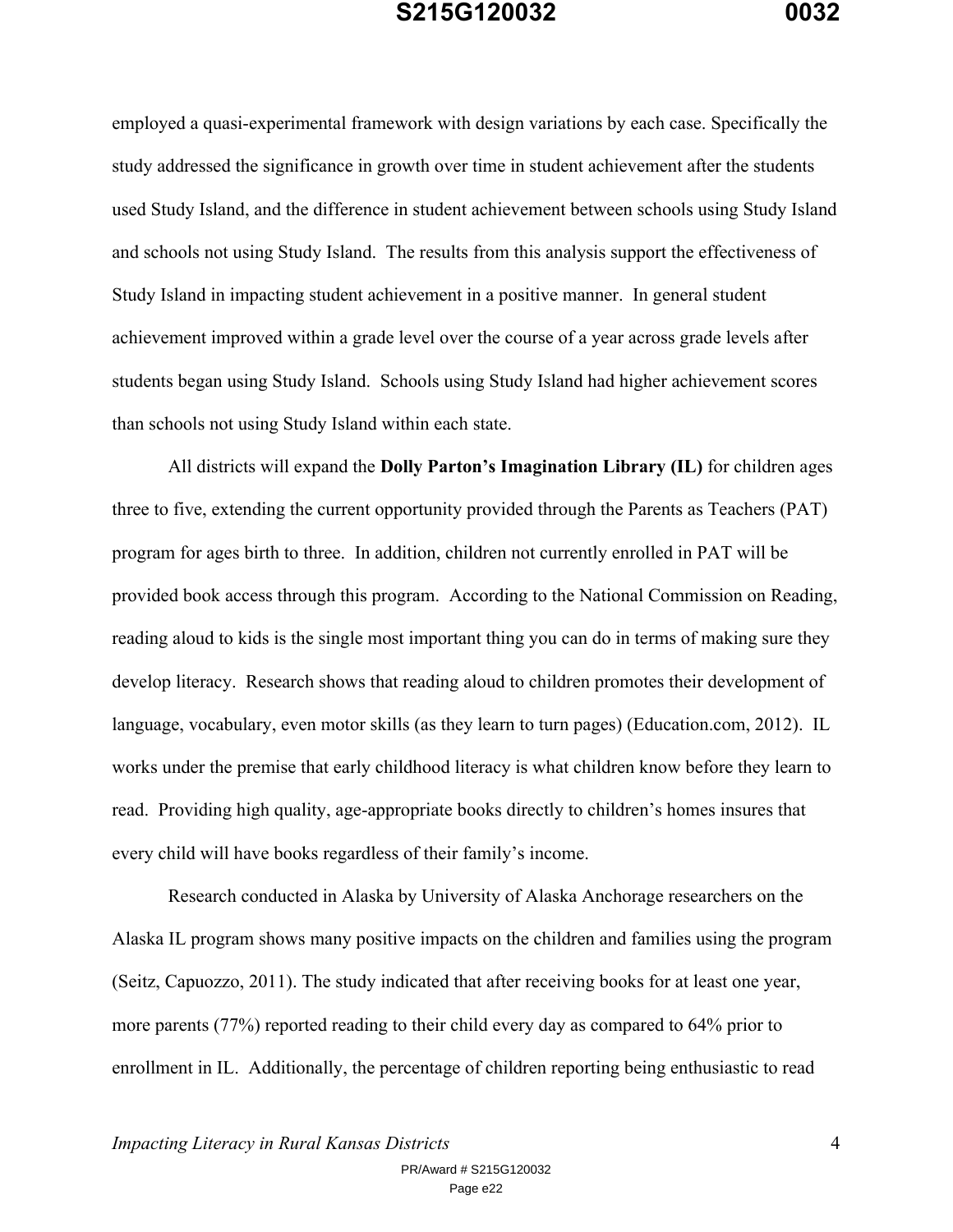employed a quasi-experimental framework with design variations by each case. Specifically the study addressed the significance in growth over time in student achievement after the students used Study Island, and the difference in student achievement between schools using Study Island and schools not using Study Island. The results from this analysis support the effectiveness of Study Island in impacting student achievement in a positive manner. In general student achievement improved within a grade level over the course of a year across grade levels after students began using Study Island. Schools using Study Island had higher achievement scores than schools not using Study Island within each state.

All districts will expand the **Dolly Parton's Imagination Library (IL)** for children ages three to five, extending the current opportunity provided through the Parents as Teachers (PAT) program for ages birth to three. In addition, children not currently enrolled in PAT will be provided book access through this program. According to the National Commission on Reading, reading aloud to kids is the single most important thing you can do in terms of making sure they develop literacy. Research shows that reading aloud to children promotes their development of language, vocabulary, even motor skills (as they learn to turn pages) (Education.com, 2012). IL works under the premise that early childhood literacy is what children know before they learn to read. Providing high quality, age-appropriate books directly to children's homes insures that every child will have books regardless of their family's income.

Research conducted in Alaska by University of Alaska Anchorage researchers on the Alaska IL program shows many positive impacts on the children and families using the program (Seitz, Capuozzo, 2011). The study indicated that after receiving books for at least one year, more parents (77%) reported reading to their child every day as compared to 64% prior to enrollment in IL. Additionally, the percentage of children reporting being enthusiastic to read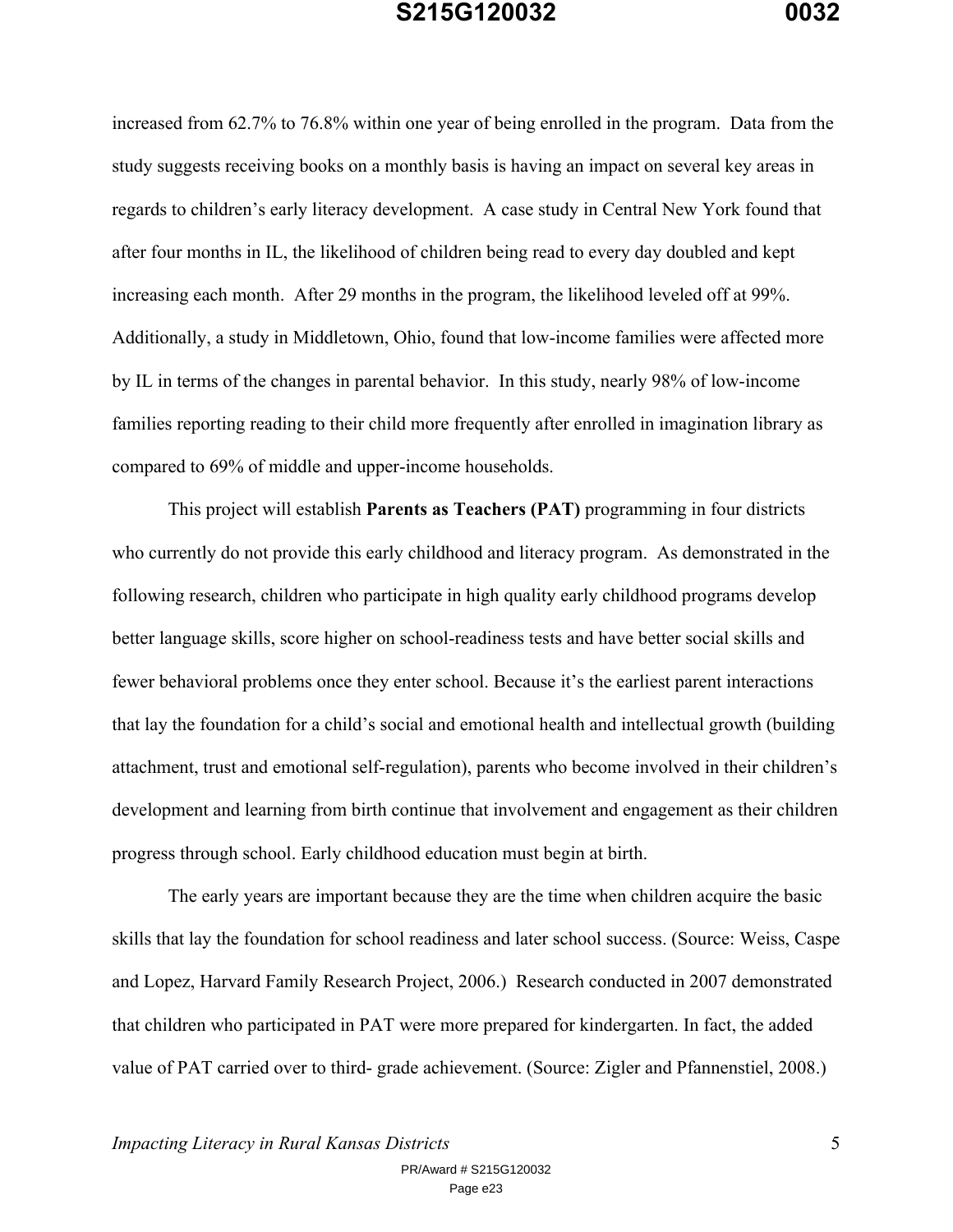increased from 62.7% to 76.8% within one year of being enrolled in the program. Data from the study suggests receiving books on a monthly basis is having an impact on several key areas in regards to children's early literacy development. A case study in Central New York found that after four months in IL, the likelihood of children being read to every day doubled and kept increasing each month. After 29 months in the program, the likelihood leveled off at 99%. Additionally, a study in Middletown, Ohio, found that low-income families were affected more by IL in terms of the changes in parental behavior. In this study, nearly 98% of low-income families reporting reading to their child more frequently after enrolled in imagination library as compared to 69% of middle and upper-income households.

This project will establish **Parents as Teachers (PAT)** programming in four districts who currently do not provide this early childhood and literacy program. As demonstrated in the following research, children who participate in high quality early childhood programs develop better language skills, score higher on school-readiness tests and have better social skills and fewer behavioral problems once they enter school. Because it's the earliest parent interactions that lay the foundation for a child's social and emotional health and intellectual growth (building attachment, trust and emotional self-regulation), parents who become involved in their children's development and learning from birth continue that involvement and engagement as their children progress through school. Early childhood education must begin at birth.

The early years are important because they are the time when children acquire the basic skills that lay the foundation for school readiness and later school success. (Source: Weiss, Caspe and Lopez, Harvard Family Research Project, 2006.) Research conducted in 2007 demonstrated that children who participated in PAT were more prepared for kindergarten. In fact, the added value of PAT carried over to third- grade achievement. (Source: Zigler and Pfannenstiel, 2008.)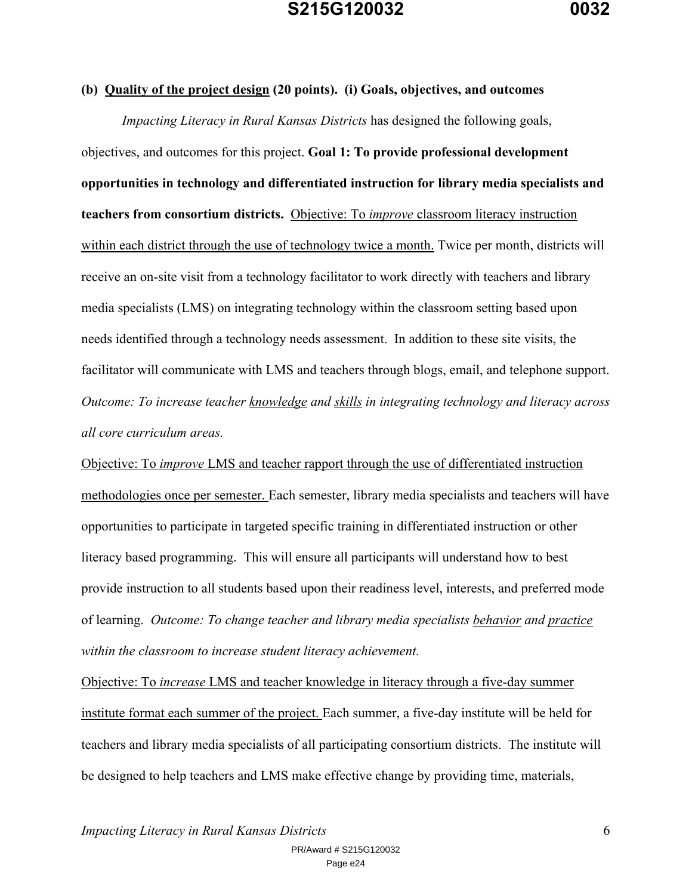**(b) <u>Quality of the project design</u> (20 points). (i) Goals, objectives, and outcomes**

*Impacting Literacy in Rural Kansas Districts* has designed the following goals, objectives, and outcomes for this project. **Goal 1: To provide professional development opportunities in technology and differentiated instruction for library media specialists and teachers from consortium districts.** <u>Objective: To *improve* classroom literacy instruction within each district through the use of technology twice a month.</u> Twice per month, districts will receive an on-site visit from a technology facilitator to work directly with teachers and library media specialists (LMS) on integrating technology within the classroom setting based upon needs identified through a technology needs assessment. In addition to these site visits, the facilitator will communicate with LMS and teachers through blogs, email, and telephone support. *Outcome: To increase teacher <u>knowledge</u> and <u>skills</u> in integrating technology and literacy across all core curriculum areas.*

<u>Objective: To *improve* LMS and teacher rapport through the use of differentiated instruction methodologies once per semester.</u> Each semester, library media specialists and teachers will have opportunities to participate in targeted specific training in differentiated instruction or other literacy based programming. This will ensure all participants will understand how to best provide instruction to all students based upon their readiness level, interests, and preferred mode of learning. *Outcome: To change teacher and library media specialists <u>behavior</u> and <u>practice</u> within the classroom to increase student literacy achievement.*

<u>Objective: To *increase* LMS and teacher knowledge in literacy through a five-day summer institute format each summer of the project.</u> Each summer, a five-day institute will be held for teachers and library media specialists of all participating consortium districts. The institute will be designed to help teachers and LMS make effective change by providing time, materials,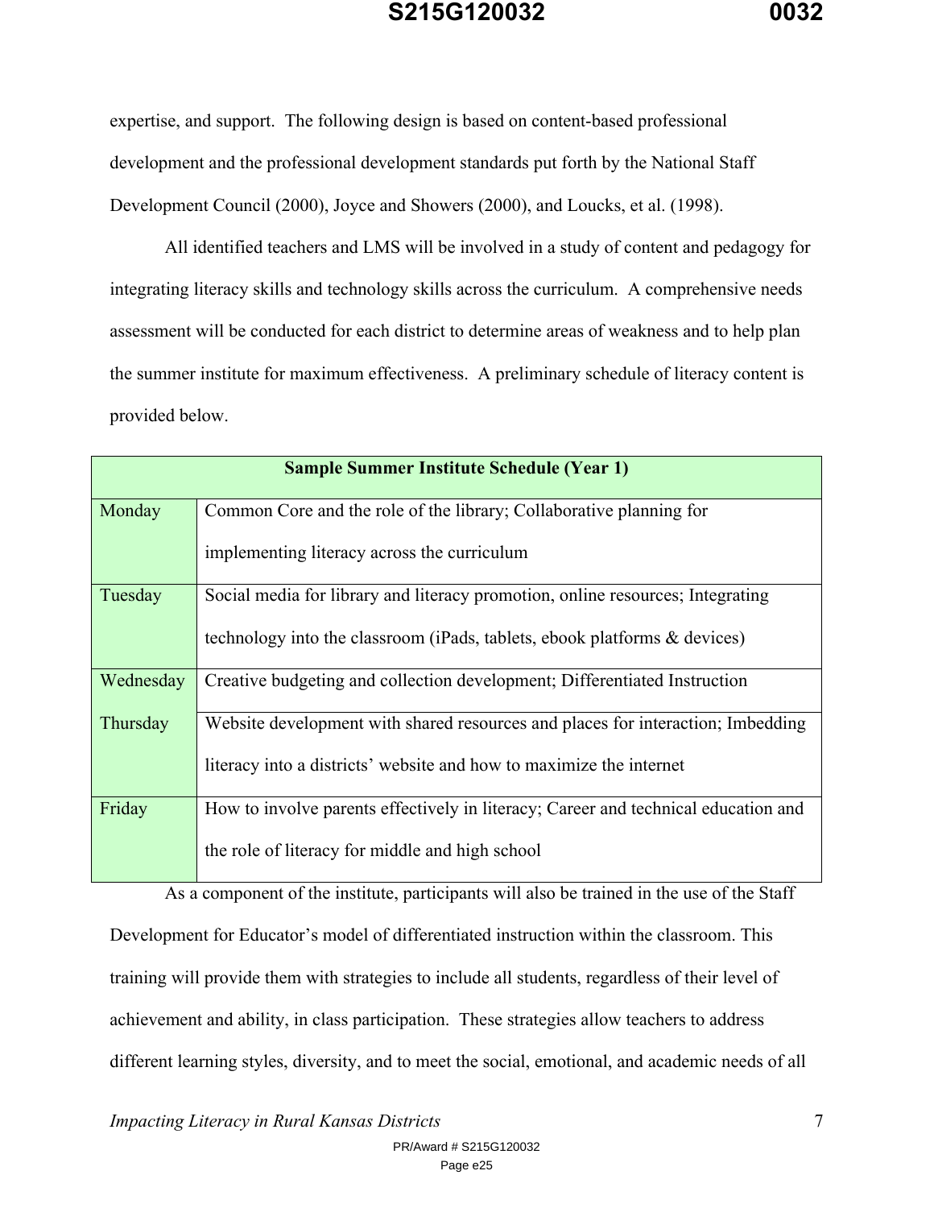expertise, and support. The following design is based on content-based professional development and the professional development standards put forth by the National Staff Development Council (2000), Joyce and Showers (2000), and Loucks, et al. (1998).

All identified teachers and LMS will be involved in a study of content and pedagogy for integrating literacy skills and technology skills across the curriculum. A comprehensive needs assessment will be conducted for each district to determine areas of weakness and to help plan the summer institute for maximum effectiveness. A preliminary schedule of literacy content is provided below.

| **Sample Summer Institute Schedule (Year 1)** | |
|---|---|
| Monday | Common Core and the role of the library; Collaborative planning for implementing literacy across the curriculum |
| Tuesday | Social media for library and literacy promotion, online resources; Integrating technology into the classroom (iPads, tablets, ebook platforms & devices) |
| Wednesday | Creative budgeting and collection development; Differentiated Instruction |
| Thursday | Website development with shared resources and places for interaction; Imbedding literacy into a districts' website and how to maximize the internet |
| Friday | How to involve parents effectively in literacy; Career and technical education and the role of literacy for middle and high school |

As a component of the institute, participants will also be trained in the use of the Staff Development for Educator's model of differentiated instruction within the classroom. This training will provide them with strategies to include all students, regardless of their level of achievement and ability, in class participation. These strategies allow teachers to address different learning styles, diversity, and to meet the social, emotional, and academic needs of all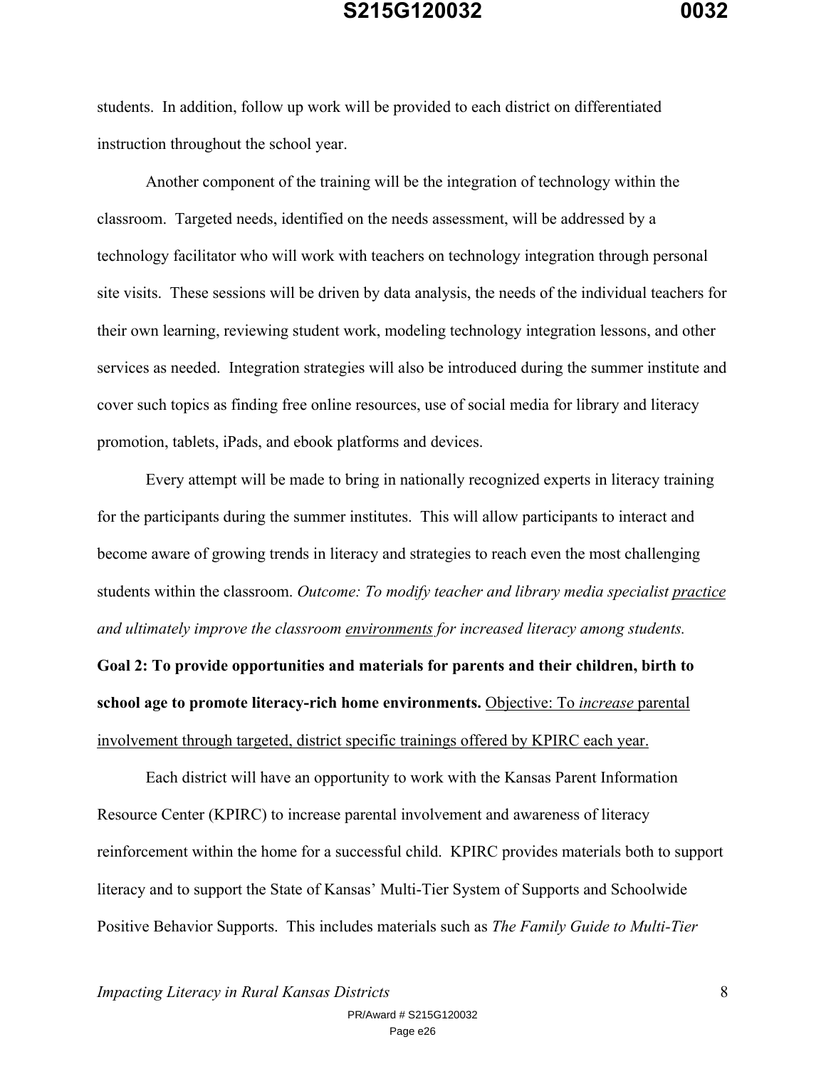students. In addition, follow up work will be provided to each district on differentiated instruction throughout the school year.

Another component of the training will be the integration of technology within the classroom. Targeted needs, identified on the needs assessment, will be addressed by a technology facilitator who will work with teachers on technology integration through personal site visits. These sessions will be driven by data analysis, the needs of the individual teachers for their own learning, reviewing student work, modeling technology integration lessons, and other services as needed. Integration strategies will also be introduced during the summer institute and cover such topics as finding free online resources, use of social media for library and literacy promotion, tablets, iPads, and ebook platforms and devices.

Every attempt will be made to bring in nationally recognized experts in literacy training for the participants during the summer institutes. This will allow participants to interact and become aware of growing trends in literacy and strategies to reach even the most challenging students within the classroom. *Outcome: To modify teacher and library media specialist* <u>*practice*</u> *and ultimately improve the classroom* <u>*environments*</u> *for increased literacy among students.*

**Goal 2: To provide opportunities and materials for parents and their children, birth to school age to promote literacy-rich home environments.** <u>Objective: To *increase* parental involvement through targeted, district specific trainings offered by KPIRC each year.</u>

Each district will have an opportunity to work with the Kansas Parent Information Resource Center (KPIRC) to increase parental involvement and awareness of literacy reinforcement within the home for a successful child. KPIRC provides materials both to support literacy and to support the State of Kansas' Multi-Tier System of Supports and Schoolwide Positive Behavior Supports. This includes materials such as *The Family Guide to Multi-Tier*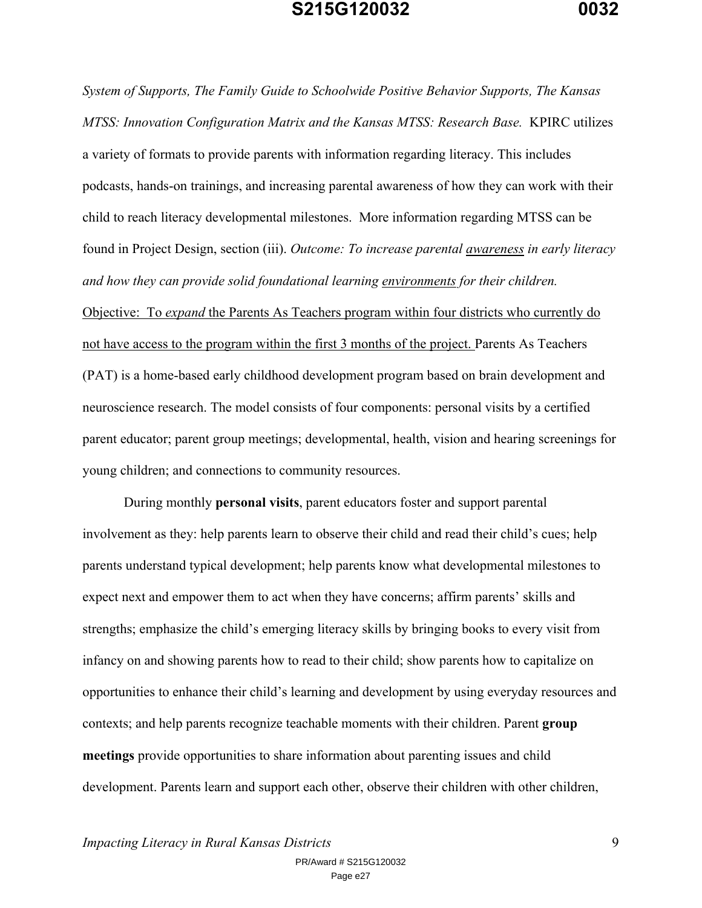*System of Supports, The Family Guide to Schoolwide Positive Behavior Supports, The Kansas MTSS: Innovation Configuration Matrix and the Kansas MTSS: Research Base.* KPIRC utilizes a variety of formats to provide parents with information regarding literacy. This includes podcasts, hands-on trainings, and increasing parental awareness of how they can work with their child to reach literacy developmental milestones. More information regarding MTSS can be found in Project Design, section (iii). *Outcome: To increase parental* <u>*awareness*</u> *in early literacy and how they can provide solid foundational learning* <u>*environments*</u> *for their children.*

<u>Objective: To *expand* the Parents As Teachers program within four districts who currently do not have access to the program within the first 3 months of the project.</u> Parents As Teachers (PAT) is a home-based early childhood development program based on brain development and neuroscience research. The model consists of four components: personal visits by a certified parent educator; parent group meetings; developmental, health, vision and hearing screenings for young children; and connections to community resources.

During monthly **personal visits**, parent educators foster and support parental involvement as they: help parents learn to observe their child and read their child's cues; help parents understand typical development; help parents know what developmental milestones to expect next and empower them to act when they have concerns; affirm parents' skills and strengths; emphasize the child's emerging literacy skills by bringing books to every visit from infancy on and showing parents how to read to their child; show parents how to capitalize on opportunities to enhance their child's learning and development by using everyday resources and contexts; and help parents recognize teachable moments with their children. Parent **group meetings** provide opportunities to share information about parenting issues and child development. Parents learn and support each other, observe their children with other children,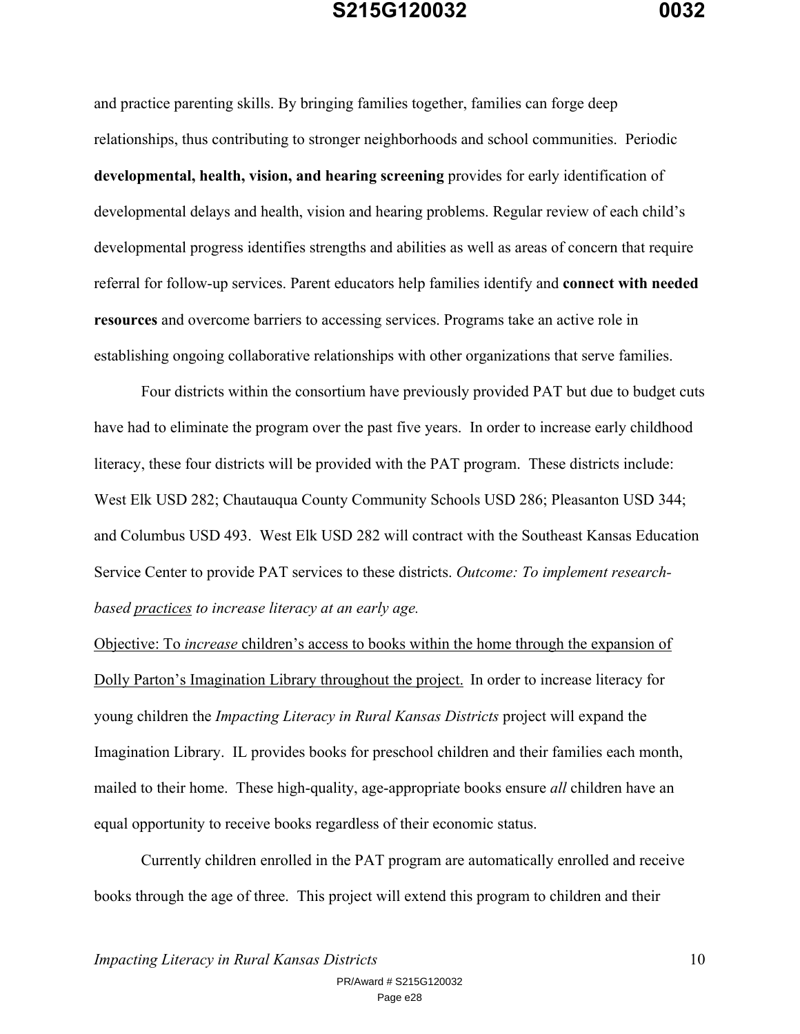and practice parenting skills. By bringing families together, families can forge deep relationships, thus contributing to stronger neighborhoods and school communities. Periodic **developmental, health, vision, and hearing screening** provides for early identification of developmental delays and health, vision and hearing problems. Regular review of each child's developmental progress identifies strengths and abilities as well as areas of concern that require referral for follow-up services. Parent educators help families identify and **connect with needed resources** and overcome barriers to accessing services. Programs take an active role in establishing ongoing collaborative relationships with other organizations that serve families.

Four districts within the consortium have previously provided PAT but due to budget cuts have had to eliminate the program over the past five years. In order to increase early childhood literacy, these four districts will be provided with the PAT program. These districts include: West Elk USD 282; Chautauqua County Community Schools USD 286; Pleasanton USD 344; and Columbus USD 493. West Elk USD 282 will contract with the Southeast Kansas Education Service Center to provide PAT services to these districts. *Outcome: To implement research-based <u>practices</u> to increase literacy at an early age.*

<u>Objective: To *increase* children's access to books within the home through the expansion of Dolly Parton's Imagination Library throughout the project.</u> In order to increase literacy for young children the *Impacting Literacy in Rural Kansas Districts* project will expand the Imagination Library. IL provides books for preschool children and their families each month, mailed to their home. These high-quality, age-appropriate books ensure *all* children have an equal opportunity to receive books regardless of their economic status.

Currently children enrolled in the PAT program are automatically enrolled and receive books through the age of three. This project will extend this program to children and their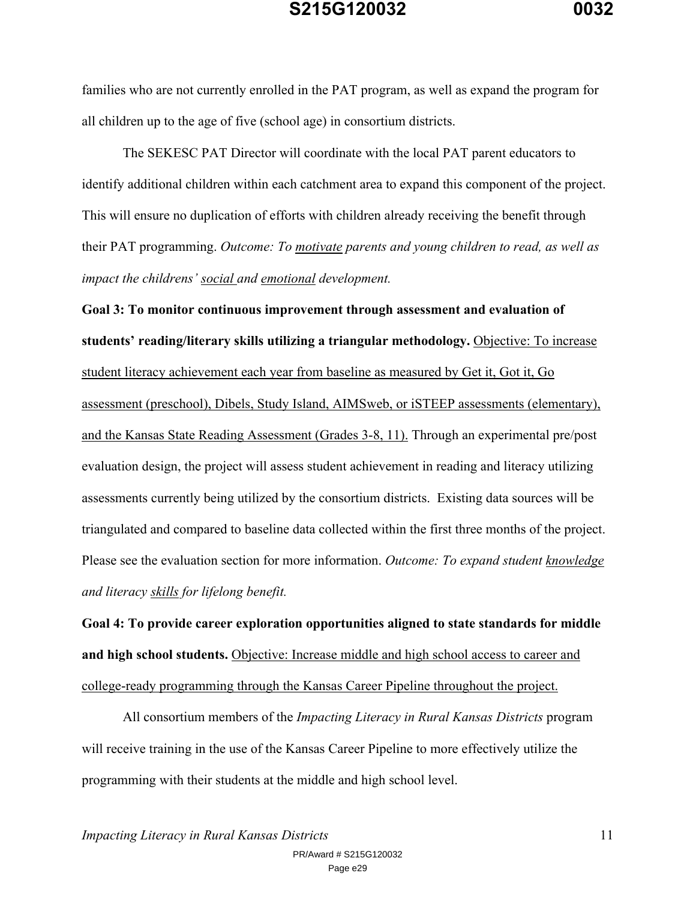families who are not currently enrolled in the PAT program, as well as expand the program for all children up to the age of five (school age) in consortium districts.

The SEKESC PAT Director will coordinate with the local PAT parent educators to identify additional children within each catchment area to expand this component of the project. This will ensure no duplication of efforts with children already receiving the benefit through their PAT programming. *Outcome: To motivate parents and young children to read, as well as impact the childrens' social and emotional development.*

**Goal 3: To monitor continuous improvement through assessment and evaluation of students' reading/literary skills utilizing a triangular methodology.** Objective: To increase student literacy achievement each year from baseline as measured by Get it, Got it, Go assessment (preschool), Dibels, Study Island, AIMSweb, or iSTEEP assessments (elementary), and the Kansas State Reading Assessment (Grades 3-8, 11). Through an experimental pre/post evaluation design, the project will assess student achievement in reading and literacy utilizing assessments currently being utilized by the consortium districts. Existing data sources will be triangulated and compared to baseline data collected within the first three months of the project. Please see the evaluation section for more information. *Outcome: To expand student knowledge and literacy skills for lifelong benefit.*

**Goal 4: To provide career exploration opportunities aligned to state standards for middle and high school students.** Objective: Increase middle and high school access to career and college-ready programming through the Kansas Career Pipeline throughout the project.

All consortium members of the *Impacting Literacy in Rural Kansas Districts* program will receive training in the use of the Kansas Career Pipeline to more effectively utilize the programming with their students at the middle and high school level.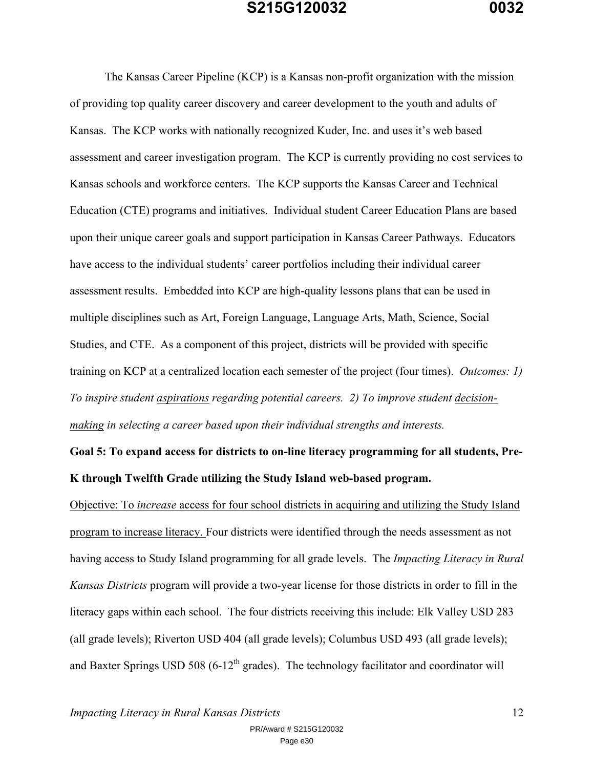The Kansas Career Pipeline (KCP) is a Kansas non-profit organization with the mission of providing top quality career discovery and career development to the youth and adults of Kansas. The KCP works with nationally recognized Kuder, Inc. and uses it's web based assessment and career investigation program. The KCP is currently providing no cost services to Kansas schools and workforce centers. The KCP supports the Kansas Career and Technical Education (CTE) programs and initiatives. Individual student Career Education Plans are based upon their unique career goals and support participation in Kansas Career Pathways. Educators have access to the individual students' career portfolios including their individual career assessment results. Embedded into KCP are high-quality lessons plans that can be used in multiple disciplines such as Art, Foreign Language, Language Arts, Math, Science, Social Studies, and CTE. As a component of this project, districts will be provided with specific training on KCP at a centralized location each semester of the project (four times). *Outcomes: 1) To inspire student aspirations regarding potential careers. 2) To improve student decision-making in selecting a career based upon their individual strengths and interests.*

**Goal 5: To expand access for districts to on-line literacy programming for all students, Pre-K through Twelfth Grade utilizing the Study Island web-based program.**

Objective: To *increase* access for four school districts in acquiring and utilizing the Study Island program to increase literacy. Four districts were identified through the needs assessment as not having access to Study Island programming for all grade levels. The *Impacting Literacy in Rural Kansas Districts* program will provide a two-year license for those districts in order to fill in the literacy gaps within each school. The four districts receiving this include: Elk Valley USD 283 (all grade levels); Riverton USD 404 (all grade levels); Columbus USD 493 (all grade levels); and Baxter Springs USD 508 (6-12th grades). The technology facilitator and coordinator will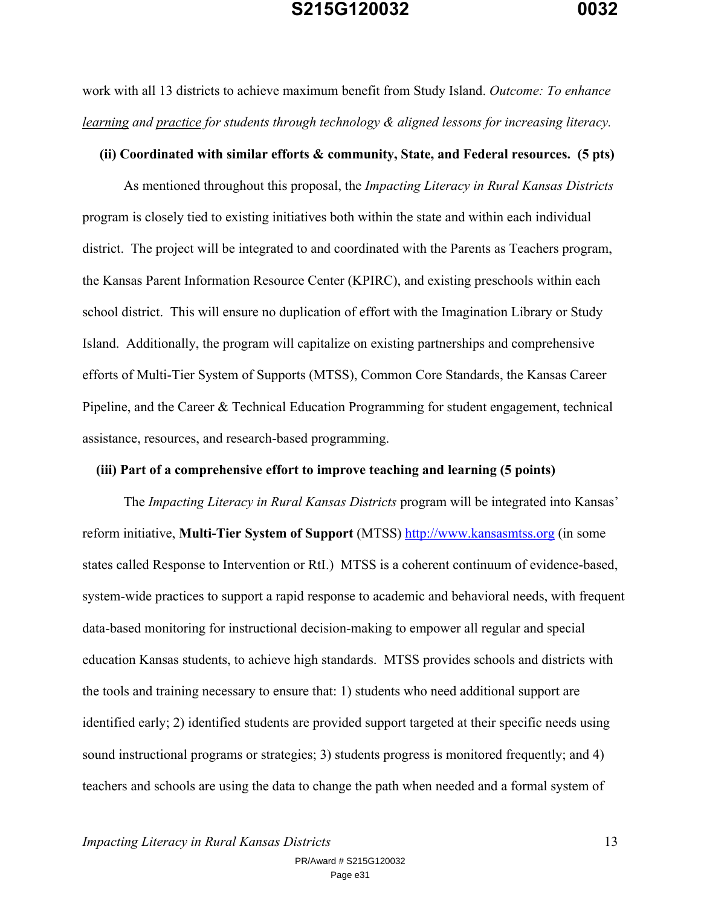work with all 13 districts to achieve maximum benefit from Study Island. *Outcome: To enhance <u>learning</u> and <u>practice</u> for students through technology & aligned lessons for increasing literacy.*

**(ii) Coordinated with similar efforts & community, State, and Federal resources. (5 pts)**

As mentioned throughout this proposal, the *Impacting Literacy in Rural Kansas Districts* program is closely tied to existing initiatives both within the state and within each individual district. The project will be integrated to and coordinated with the Parents as Teachers program, the Kansas Parent Information Resource Center (KPIRC), and existing preschools within each school district. This will ensure no duplication of effort with the Imagination Library or Study Island. Additionally, the program will capitalize on existing partnerships and comprehensive efforts of Multi-Tier System of Supports (MTSS), Common Core Standards, the Kansas Career Pipeline, and the Career & Technical Education Programming for student engagement, technical assistance, resources, and research-based programming.

**(iii) Part of a comprehensive effort to improve teaching and learning (5 points)**

The *Impacting Literacy in Rural Kansas Districts* program will be integrated into Kansas' reform initiative, **Multi-Tier System of Support** (MTSS) http://www.kansasmtss.org (in some states called Response to Intervention or RtI.) MTSS is a coherent continuum of evidence-based, system-wide practices to support a rapid response to academic and behavioral needs, with frequent data-based monitoring for instructional decision-making to empower all regular and special education Kansas students, to achieve high standards. MTSS provides schools and districts with the tools and training necessary to ensure that: 1) students who need additional support are identified early; 2) identified students are provided support targeted at their specific needs using sound instructional programs or strategies; 3) students progress is monitored frequently; and 4) teachers and schools are using the data to change the path when needed and a formal system of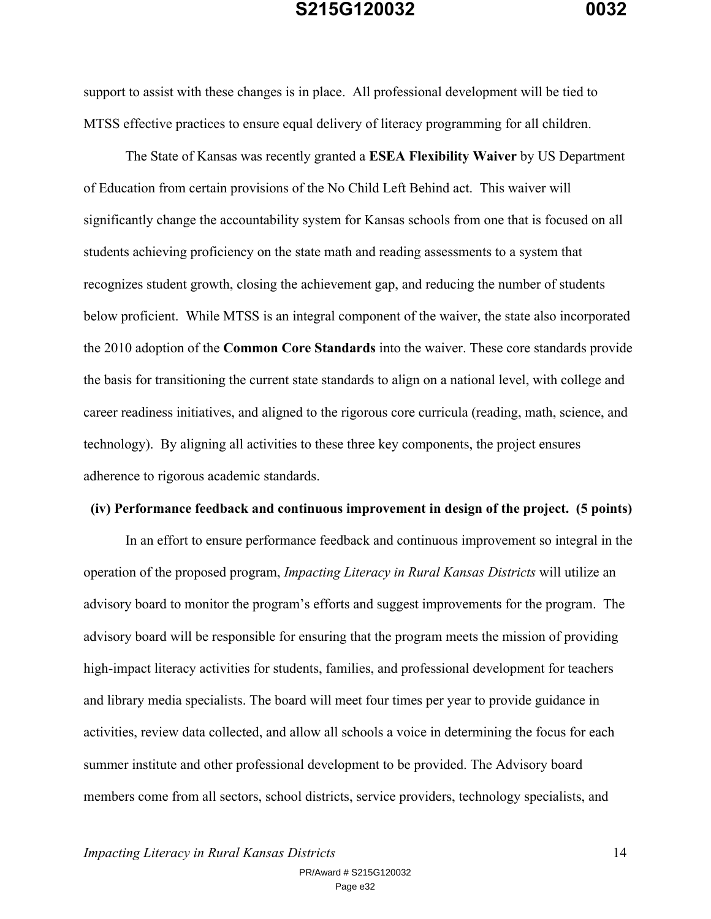support to assist with these changes is in place. All professional development will be tied to MTSS effective practices to ensure equal delivery of literacy programming for all children.

The State of Kansas was recently granted a **ESEA Flexibility Waiver** by US Department of Education from certain provisions of the No Child Left Behind act. This waiver will significantly change the accountability system for Kansas schools from one that is focused on all students achieving proficiency on the state math and reading assessments to a system that recognizes student growth, closing the achievement gap, and reducing the number of students below proficient. While MTSS is an integral component of the waiver, the state also incorporated the 2010 adoption of the **Common Core Standards** into the waiver. These core standards provide the basis for transitioning the current state standards to align on a national level, with college and career readiness initiatives, and aligned to the rigorous core curricula (reading, math, science, and technology). By aligning all activities to these three key components, the project ensures adherence to rigorous academic standards.

**(iv) Performance feedback and continuous improvement in design of the project. (5 points)**

In an effort to ensure performance feedback and continuous improvement so integral in the operation of the proposed program, *Impacting Literacy in Rural Kansas Districts* will utilize an advisory board to monitor the program's efforts and suggest improvements for the program. The advisory board will be responsible for ensuring that the program meets the mission of providing high-impact literacy activities for students, families, and professional development for teachers and library media specialists. The board will meet four times per year to provide guidance in activities, review data collected, and allow all schools a voice in determining the focus for each summer institute and other professional development to be provided. The Advisory board members come from all sectors, school districts, service providers, technology specialists, and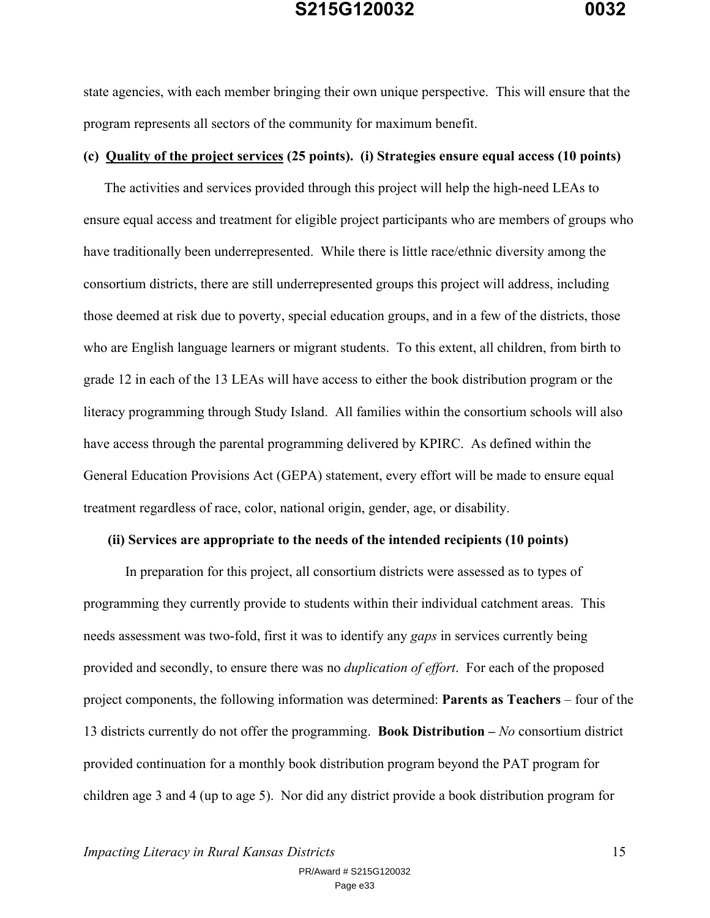state agencies, with each member bringing their own unique perspective. This will ensure that the program represents all sectors of the community for maximum benefit.

**(c) <u>Quality of the project services</u> (25 points). (i) Strategies ensure equal access (10 points)**

The activities and services provided through this project will help the high-need LEAs to ensure equal access and treatment for eligible project participants who are members of groups who have traditionally been underrepresented. While there is little race/ethnic diversity among the consortium districts, there are still underrepresented groups this project will address, including those deemed at risk due to poverty, special education groups, and in a few of the districts, those who are English language learners or migrant students. To this extent, all children, from birth to grade 12 in each of the 13 LEAs will have access to either the book distribution program or the literacy programming through Study Island. All families within the consortium schools will also have access through the parental programming delivered by KPIRC. As defined within the General Education Provisions Act (GEPA) statement, every effort will be made to ensure equal treatment regardless of race, color, national origin, gender, age, or disability.

**(ii) Services are appropriate to the needs of the intended recipients (10 points)**

In preparation for this project, all consortium districts were assessed as to types of programming they currently provide to students within their individual catchment areas. This needs assessment was two-fold, first it was to identify any *gaps* in services currently being provided and secondly, to ensure there was no *duplication of effort*. For each of the proposed project components, the following information was determined: **Parents as Teachers** – four of the 13 districts currently do not offer the programming. **Book Distribution –** *No* consortium district provided continuation for a monthly book distribution program beyond the PAT program for children age 3 and 4 (up to age 5). Nor did any district provide a book distribution program for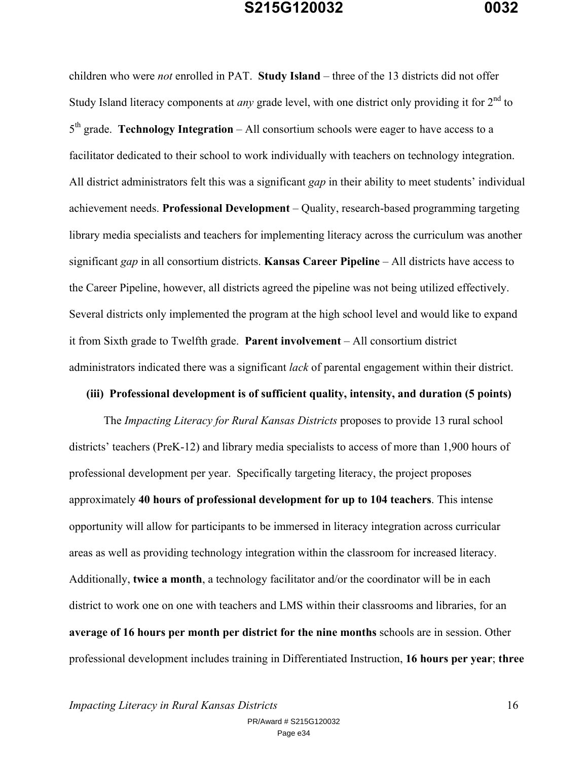children who were *not* enrolled in PAT. **Study Island** – three of the 13 districts did not offer Study Island literacy components at *any* grade level, with one district only providing it for 2nd to 5th grade. **Technology Integration** – All consortium schools were eager to have access to a facilitator dedicated to their school to work individually with teachers on technology integration. All district administrators felt this was a significant *gap* in their ability to meet students' individual achievement needs. **Professional Development** – Quality, research-based programming targeting library media specialists and teachers for implementing literacy across the curriculum was another significant *gap* in all consortium districts. **Kansas Career Pipeline** – All districts have access to the Career Pipeline, however, all districts agreed the pipeline was not being utilized effectively. Several districts only implemented the program at the high school level and would like to expand it from Sixth grade to Twelfth grade. **Parent involvement** – All consortium district administrators indicated there was a significant *lack* of parental engagement within their district.

**(iii) Professional development is of sufficient quality, intensity, and duration (5 points)**

The *Impacting Literacy for Rural Kansas Districts* proposes to provide 13 rural school districts' teachers (PreK-12) and library media specialists to access of more than 1,900 hours of professional development per year. Specifically targeting literacy, the project proposes approximately **40 hours of professional development for up to 104 teachers**. This intense opportunity will allow for participants to be immersed in literacy integration across curricular areas as well as providing technology integration within the classroom for increased literacy. Additionally, **twice a month**, a technology facilitator and/or the coordinator will be in each district to work one on one with teachers and LMS within their classrooms and libraries, for an **average of 16 hours per month per district for the nine months** schools are in session. Other professional development includes training in Differentiated Instruction, **16 hours per year**; **three**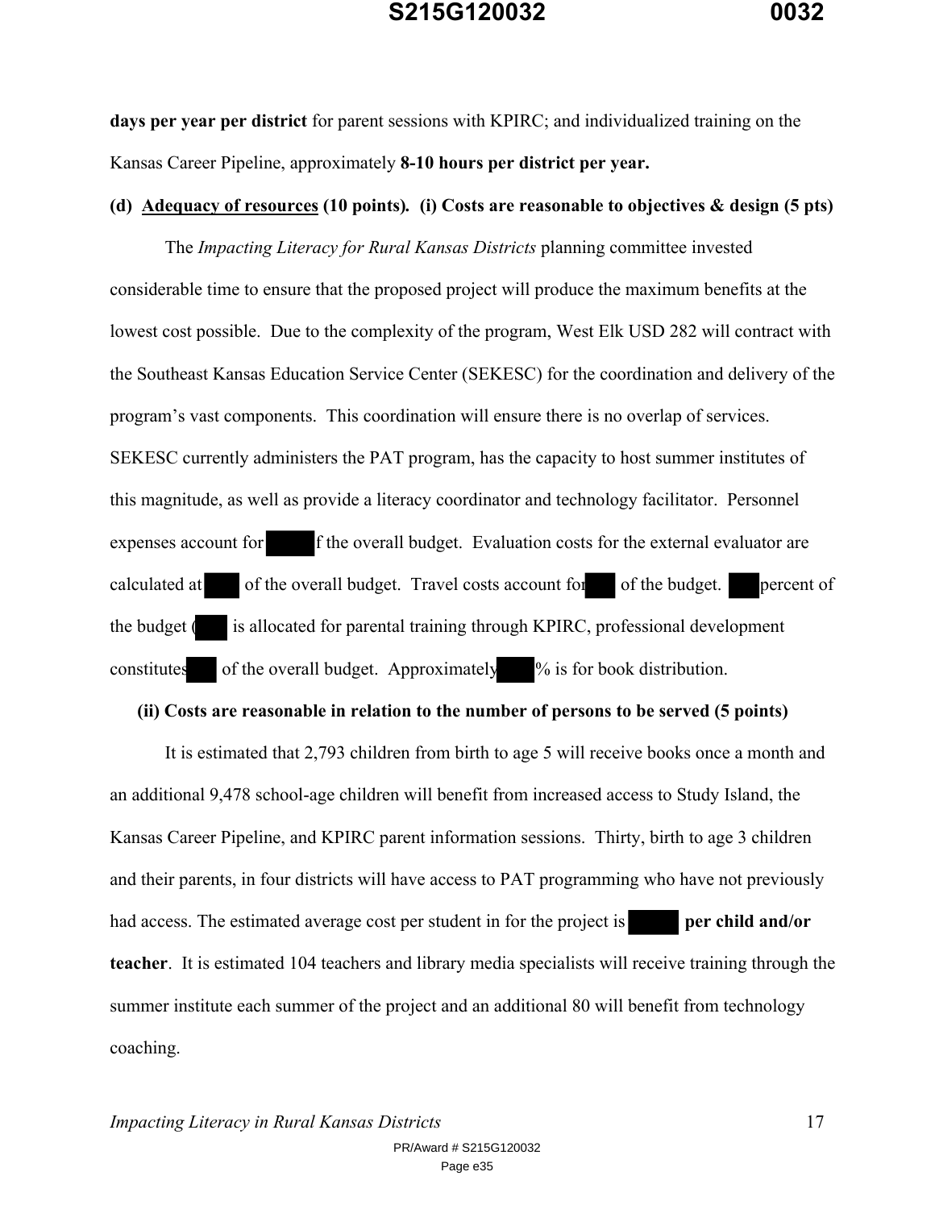**days per year per district** for parent sessions with KPIRC; and individualized training on the Kansas Career Pipeline, approximately **8-10 hours per district per year.**

**(d) Adequacy of resources (10 points). (i) Costs are reasonable to objectives & design (5 pts)**

The *Impacting Literacy for Rural Kansas Districts* planning committee invested considerable time to ensure that the proposed project will produce the maximum benefits at the lowest cost possible. Due to the complexity of the program, West Elk USD 282 will contract with the Southeast Kansas Education Service Center (SEKESC) for the coordination and delivery of the program's vast components. This coordination will ensure there is no overlap of services. SEKESC currently administers the PAT program, has the capacity to host summer institutes of this magnitude, as well as provide a literacy coordinator and technology facilitator. Personnel expenses account for ██ f the overall budget. Evaluation costs for the external evaluator are calculated at ██ of the overall budget. Travel costs account for ██ of the budget. ██ percent of the budget (██ is allocated for parental training through KPIRC, professional development constitutes ██ of the overall budget. Approximately ██% is for book distribution.

**(ii) Costs are reasonable in relation to the number of persons to be served (5 points)**

It is estimated that 2,793 children from birth to age 5 will receive books once a month and an additional 9,478 school-age children will benefit from increased access to Study Island, the Kansas Career Pipeline, and KPIRC parent information sessions. Thirty, birth to age 3 children and their parents, in four districts will have access to PAT programming who have not previously had access. The estimated average cost per student in for the project is ██ **per child and/or teacher**. It is estimated 104 teachers and library media specialists will receive training through the summer institute each summer of the project and an additional 80 will benefit from technology coaching.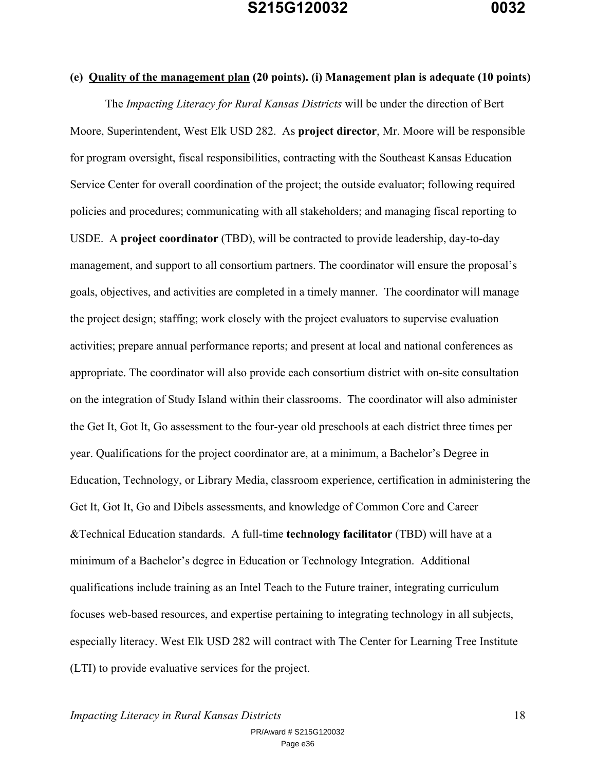**(e) <u>Quality of the management plan</u> (20 points). (i) Management plan is adequate (10 points)**

The *Impacting Literacy for Rural Kansas Districts* will be under the direction of Bert Moore, Superintendent, West Elk USD 282. As **project director**, Mr. Moore will be responsible for program oversight, fiscal responsibilities, contracting with the Southeast Kansas Education Service Center for overall coordination of the project; the outside evaluator; following required policies and procedures; communicating with all stakeholders; and managing fiscal reporting to USDE. A **project coordinator** (TBD), will be contracted to provide leadership, day-to-day management, and support to all consortium partners. The coordinator will ensure the proposal's goals, objectives, and activities are completed in a timely manner. The coordinator will manage the project design; staffing; work closely with the project evaluators to supervise evaluation activities; prepare annual performance reports; and present at local and national conferences as appropriate. The coordinator will also provide each consortium district with on-site consultation on the integration of Study Island within their classrooms. The coordinator will also administer the Get It, Got It, Go assessment to the four-year old preschools at each district three times per year. Qualifications for the project coordinator are, at a minimum, a Bachelor's Degree in Education, Technology, or Library Media, classroom experience, certification in administering the Get It, Got It, Go and Dibels assessments, and knowledge of Common Core and Career &Technical Education standards. A full-time **technology facilitator** (TBD) will have at a minimum of a Bachelor's degree in Education or Technology Integration. Additional qualifications include training as an Intel Teach to the Future trainer, integrating curriculum focuses web-based resources, and expertise pertaining to integrating technology in all subjects, especially literacy. West Elk USD 282 will contract with The Center for Learning Tree Institute (LTI) to provide evaluative services for the project.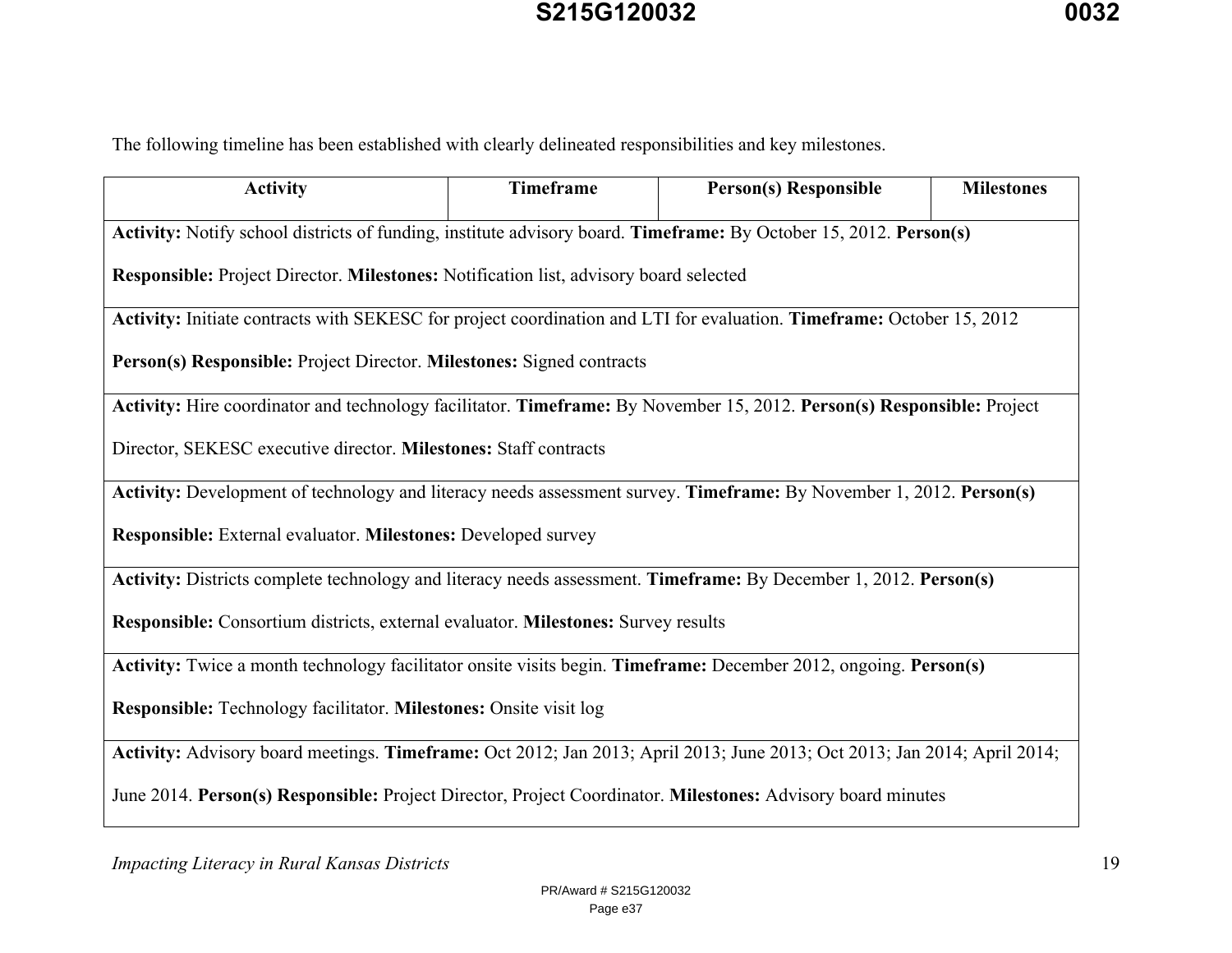The following timeline has been established with clearly delineated responsibilities and key milestones.

| Activity | Timeframe | Person(s) Responsible | Milestones |
|---|---|---|---|
| Notify school districts of funding, institute advisory board. | By October 15, 2012. | Project Director. | Notification list, advisory board selected |
| Initiate contracts with SEKESC for project coordination and LTI for evaluation. | October 15, 2012 | Project Director. | Signed contracts |
| Hire coordinator and technology facilitator. | By November 15, 2012. | Project Director, SEKESC executive director. | Staff contracts |
| Development of technology and literacy needs assessment survey. | By November 1, 2012. | External evaluator. | Developed survey |
| Districts complete technology and literacy needs assessment. | By December 1, 2012. | Consortium districts, external evaluator. | Survey results |
| Twice a month technology facilitator onsite visits begin. | December 2012, ongoing. | Technology facilitator. | Onsite visit log |
| Advisory board meetings. | Oct 2012; Jan 2013; April 2013; June 2013; Oct 2013; Jan 2014; April 2014; June 2014. | Project Director, Project Coordinator. | Advisory board minutes |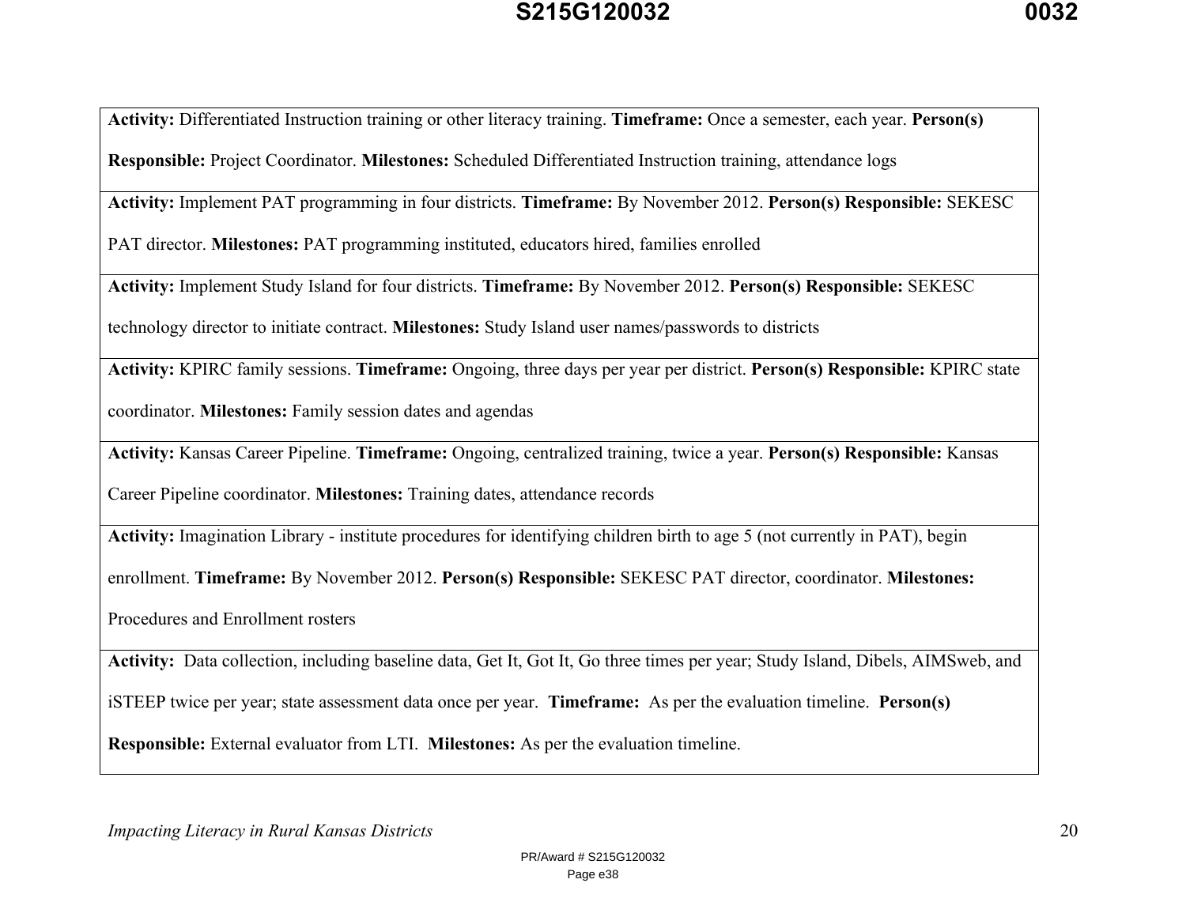| |
|---|
| **Activity:** Differentiated Instruction training or other literacy training. **Timeframe:** Once a semester, each year. **Person(s) Responsible:** Project Coordinator. **Milestones:** Scheduled Differentiated Instruction training, attendance logs |
| **Activity:** Implement PAT programming in four districts. **Timeframe:** By November 2012. **Person(s) Responsible:** SEKESC PAT director. **Milestones:** PAT programming instituted, educators hired, families enrolled |
| **Activity:** Implement Study Island for four districts. **Timeframe:** By November 2012. **Person(s) Responsible:** SEKESC technology director to initiate contract. **Milestones:** Study Island user names/passwords to districts |
| **Activity:** KPIRC family sessions. **Timeframe:** Ongoing, three days per year per district. **Person(s) Responsible:** KPIRC state coordinator. **Milestones:** Family session dates and agendas |
| **Activity:** Kansas Career Pipeline. **Timeframe:** Ongoing, centralized training, twice a year. **Person(s) Responsible:** Kansas Career Pipeline coordinator. **Milestones:** Training dates, attendance records |
| **Activity:** Imagination Library - institute procedures for identifying children birth to age 5 (not currently in PAT), begin enrollment. **Timeframe:** By November 2012. **Person(s) Responsible:** SEKESC PAT director, coordinator. **Milestones:** Procedures and Enrollment rosters |
| **Activity:** Data collection, including baseline data, Get It, Got It, Go three times per year; Study Island, Dibels, AIMSweb, and iSTEEP twice per year; state assessment data once per year. **Timeframe:** As per the evaluation timeline. **Person(s) Responsible:** External evaluator from LTI. **Milestones:** As per the evaluation timeline. |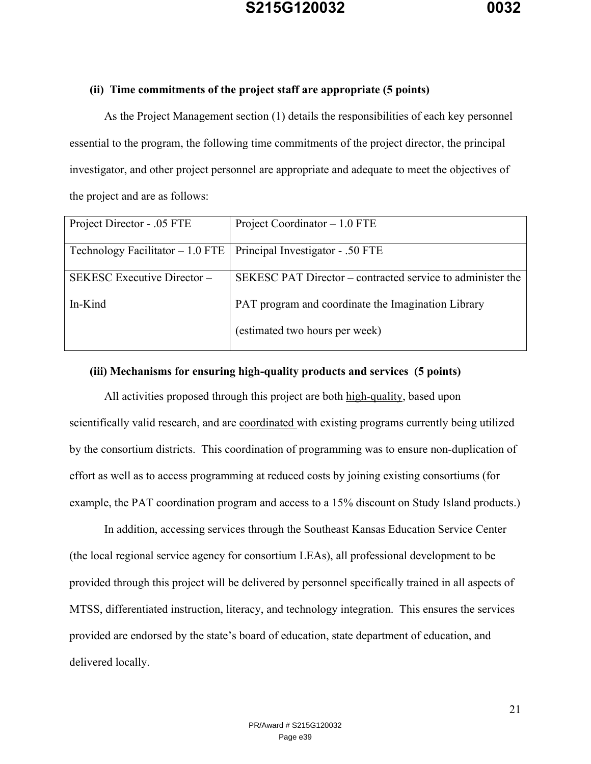**(ii) Time commitments of the project staff are appropriate (5 points)**

As the Project Management section (1) details the responsibilities of each key personnel essential to the program, the following time commitments of the project director, the principal investigator, and other project personnel are appropriate and adequate to meet the objectives of the project and are as follows:

| Project Director - .05 FTE | Project Coordinator – 1.0 FTE |
|---|---|
| Technology Facilitator – 1.0 FTE | Principal Investigator - .50 FTE |
| SEKESC Executive Director – In-Kind | SEKESC PAT Director – contracted service to administer the PAT program and coordinate the Imagination Library (estimated two hours per week) |

**(iii) Mechanisms for ensuring high-quality products and services (5 points)**

All activities proposed through this project are both high-quality, based upon scientifically valid research, and are coordinated with existing programs currently being utilized by the consortium districts. This coordination of programming was to ensure non-duplication of effort as well as to access programming at reduced costs by joining existing consortiums (for example, the PAT coordination program and access to a 15% discount on Study Island products.)

In addition, accessing services through the Southeast Kansas Education Service Center (the local regional service agency for consortium LEAs), all professional development to be provided through this project will be delivered by personnel specifically trained in all aspects of MTSS, differentiated instruction, literacy, and technology integration. This ensures the services provided are endorsed by the state's board of education, state department of education, and delivered locally.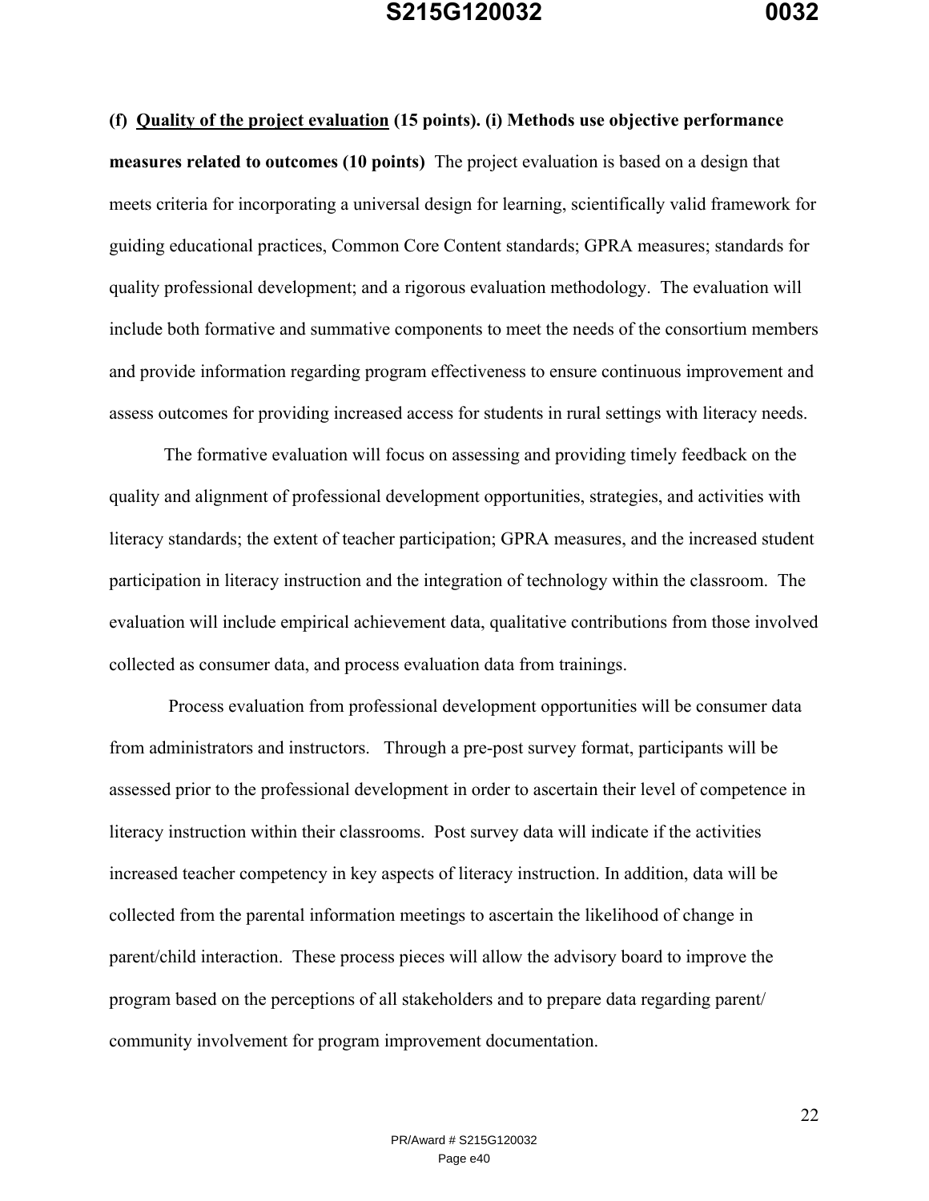**(f) <u>Quality of the project evaluation</u> (15 points). (i) Methods use objective performance measures related to outcomes (10 points)** The project evaluation is based on a design that meets criteria for incorporating a universal design for learning, scientifically valid framework for guiding educational practices, Common Core Content standards; GPRA measures; standards for quality professional development; and a rigorous evaluation methodology. The evaluation will include both formative and summative components to meet the needs of the consortium members and provide information regarding program effectiveness to ensure continuous improvement and assess outcomes for providing increased access for students in rural settings with literacy needs.

The formative evaluation will focus on assessing and providing timely feedback on the quality and alignment of professional development opportunities, strategies, and activities with literacy standards; the extent of teacher participation; GPRA measures, and the increased student participation in literacy instruction and the integration of technology within the classroom. The evaluation will include empirical achievement data, qualitative contributions from those involved collected as consumer data, and process evaluation data from trainings.

Process evaluation from professional development opportunities will be consumer data from administrators and instructors. Through a pre-post survey format, participants will be assessed prior to the professional development in order to ascertain their level of competence in literacy instruction within their classrooms. Post survey data will indicate if the activities increased teacher competency in key aspects of literacy instruction. In addition, data will be collected from the parental information meetings to ascertain the likelihood of change in parent/child interaction. These process pieces will allow the advisory board to improve the program based on the perceptions of all stakeholders and to prepare data regarding parent/ community involvement for program improvement documentation.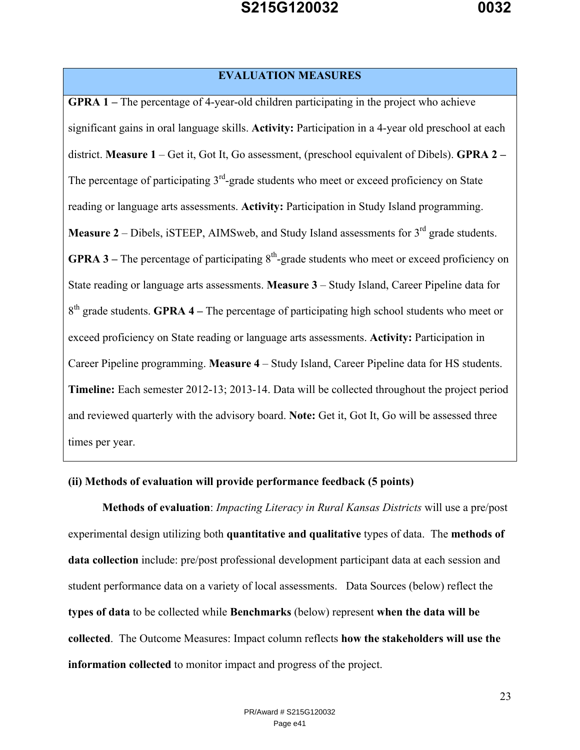| EVALUATION MEASURES |
|---|
| **GPRA 1 –** The percentage of 4-year-old children participating in the project who achieve significant gains in oral language skills. **Activity:** Participation in a 4-year old preschool at each district. **Measure 1** – Get it, Got It, Go assessment, (preschool equivalent of Dibels). **GPRA 2 –** The percentage of participating 3rd-grade students who meet or exceed proficiency on State reading or language arts assessments. **Activity:** Participation in Study Island programming. **Measure 2** – Dibels, iSTEEP, AIMSweb, and Study Island assessments for 3rd grade students. **GPRA 3 –** The percentage of participating 8th-grade students who meet or exceed proficiency on State reading or language arts assessments. **Measure 3** – Study Island, Career Pipeline data for 8th grade students. **GPRA 4 –** The percentage of participating high school students who meet or exceed proficiency on State reading or language arts assessments. **Activity:** Participation in Career Pipeline programming. **Measure 4** – Study Island, Career Pipeline data for HS students. **Timeline:** Each semester 2012-13; 2013-14. Data will be collected throughout the project period and reviewed quarterly with the advisory board. **Note:** Get it, Got It, Go will be assessed three times per year. |

**(ii) Methods of evaluation will provide performance feedback (5 points)**

**Methods of evaluation**: *Impacting Literacy in Rural Kansas Districts* will use a pre/post experimental design utilizing both **quantitative and qualitative** types of data. The **methods of data collection** include: pre/post professional development participant data at each session and student performance data on a variety of local assessments. Data Sources (below) reflect the **types of data** to be collected while **Benchmarks** (below) represent **when the data will be collected**. The Outcome Measures: Impact column reflects **how the stakeholders will use the information collected** to monitor impact and progress of the project.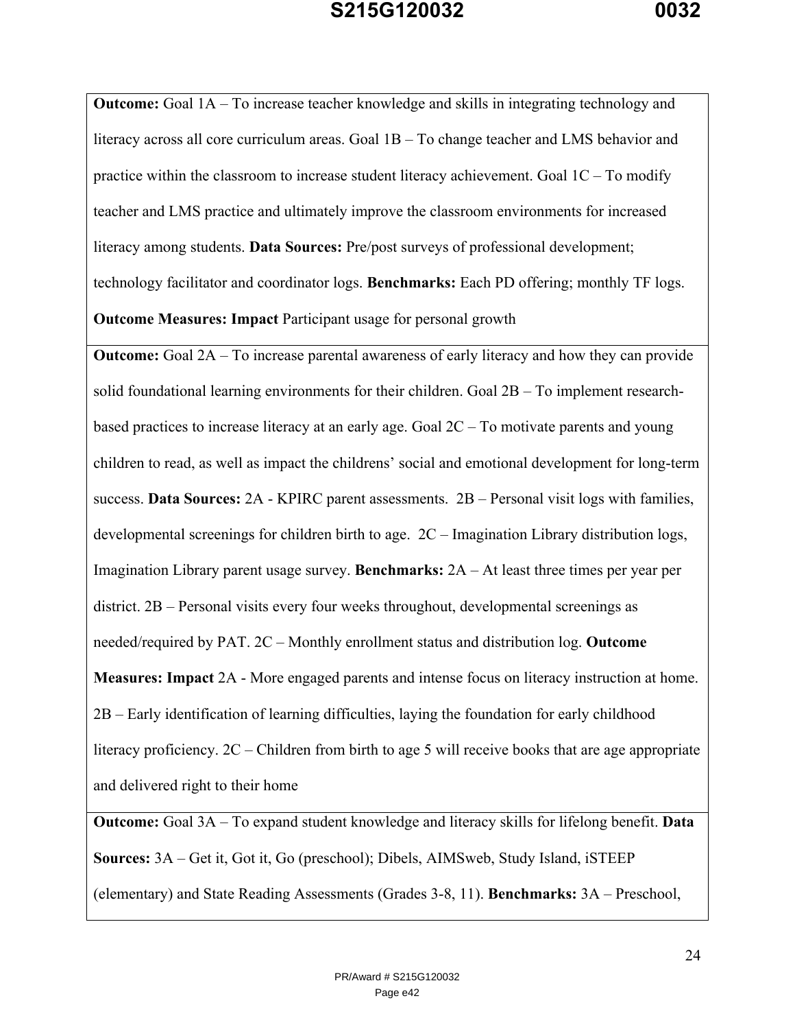| |
|---|
| **Outcome:** Goal 1A – To increase teacher knowledge and skills in integrating technology and literacy across all core curriculum areas. Goal 1B – To change teacher and LMS behavior and practice within the classroom to increase student literacy achievement. Goal 1C – To modify teacher and LMS practice and ultimately improve the classroom environments for increased literacy among students. **Data Sources:** Pre/post surveys of professional development; technology facilitator and coordinator logs. **Benchmarks:** Each PD offering; monthly TF logs. **Outcome Measures: Impact** Participant usage for personal growth |
| **Outcome:** Goal 2A – To increase parental awareness of early literacy and how they can provide solid foundational learning environments for their children. Goal 2B – To implement research-based practices to increase literacy at an early age. Goal 2C – To motivate parents and young children to read, as well as impact the childrens' social and emotional development for long-term success. **Data Sources:** 2A - KPIRC parent assessments. 2B – Personal visit logs with families, developmental screenings for children birth to age. 2C – Imagination Library distribution logs, Imagination Library parent usage survey. **Benchmarks:** 2A – At least three times per year per district. 2B – Personal visits every four weeks throughout, developmental screenings as needed/required by PAT. 2C – Monthly enrollment status and distribution log. **Outcome Measures: Impact** 2A - More engaged parents and intense focus on literacy instruction at home. 2B – Early identification of learning difficulties, laying the foundation for early childhood literacy proficiency. 2C – Children from birth to age 5 will receive books that are age appropriate and delivered right to their home |
| **Outcome:** Goal 3A – To expand student knowledge and literacy skills for lifelong benefit. **Data Sources:** 3A – Get it, Got it, Go (preschool); Dibels, AIMSweb, Study Island, iSTEEP (elementary) and State Reading Assessments (Grades 3-8, 11). **Benchmarks:** 3A – Preschool, |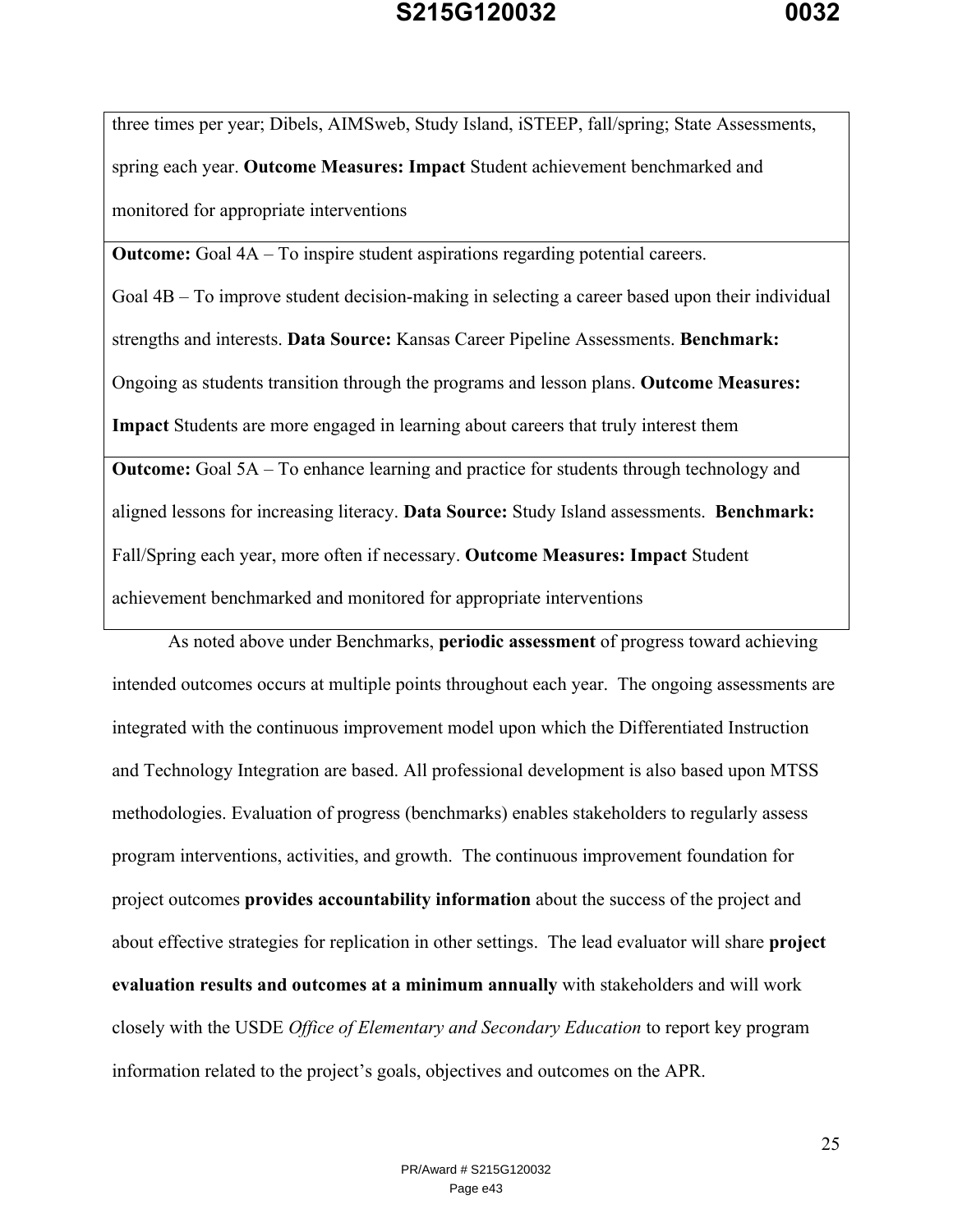| |
|---|
| three times per year; Dibels, AIMSweb, Study Island, iSTEEP, fall/spring; State Assessments, spring each year. **Outcome Measures: Impact** Student achievement benchmarked and monitored for appropriate interventions |
| **Outcome:** Goal 4A – To inspire student aspirations regarding potential careers. Goal 4B – To improve student decision-making in selecting a career based upon their individual strengths and interests. **Data Source:** Kansas Career Pipeline Assessments. **Benchmark:** Ongoing as students transition through the programs and lesson plans. **Outcome Measures: Impact** Students are more engaged in learning about careers that truly interest them |
| **Outcome:** Goal 5A – To enhance learning and practice for students through technology and aligned lessons for increasing literacy. **Data Source:** Study Island assessments. **Benchmark:** Fall/Spring each year, more often if necessary. **Outcome Measures: Impact** Student achievement benchmarked and monitored for appropriate interventions |

As noted above under Benchmarks, **periodic assessment** of progress toward achieving intended outcomes occurs at multiple points throughout each year. The ongoing assessments are integrated with the continuous improvement model upon which the Differentiated Instruction and Technology Integration are based. All professional development is also based upon MTSS methodologies. Evaluation of progress (benchmarks) enables stakeholders to regularly assess program interventions, activities, and growth. The continuous improvement foundation for project outcomes **provides accountability information** about the success of the project and about effective strategies for replication in other settings. The lead evaluator will share **project evaluation results and outcomes at a minimum annually** with stakeholders and will work closely with the USDE *Office of Elementary and Secondary Education* to report key program information related to the project's goals, objectives and outcomes on the APR.